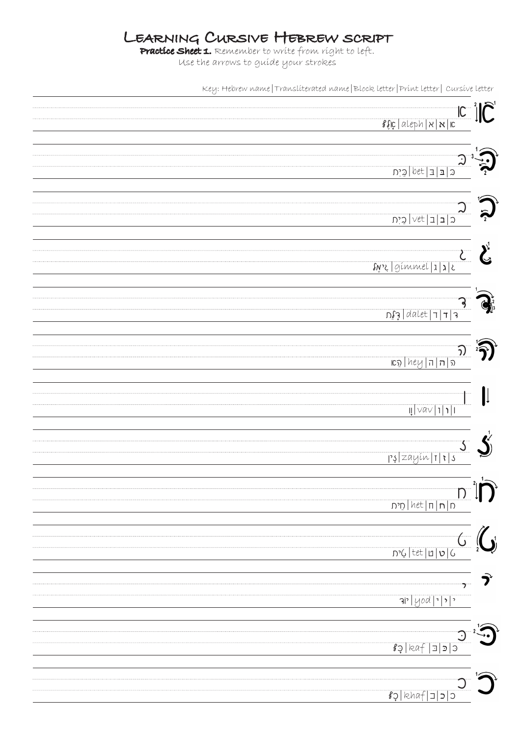# Learning Cursive Hebrew script

**Practice Sheet 1.** Remember to write from right to left.
Use the arrows to guide your strokes

Key: Hebrew name|Transliterated name|Block letter|Print letter| Cursive letter

| Hebrew name | Transliterated name | Block letter | Print letter | Cursive letter |
|---|---|---|---|---|
| אָלֶף | aleph | א | א | ⅼc |
| בֵּית | bet | בּ | בּ | בּ |
| בֵית | vet | ב | ב | ב |
| גִימֶל | gimmel | ג | ג | ג |
| דָלֶת | dalet | ד | ד | ד |
| הֵא | hey | ה | ה | ה |
| וָו | vav | ו | ו | ו |
| זַיִן | zayin | ז | ז | ז |
| חֵית | het | ח | ח | ח |
| טֵית | tet | ט | ט | ט |
| יוֹד | yod | י | י | י |
| כָּף | kaf | כּ | כּ | כּ |
| כָף | khaf | כ | כ | כ |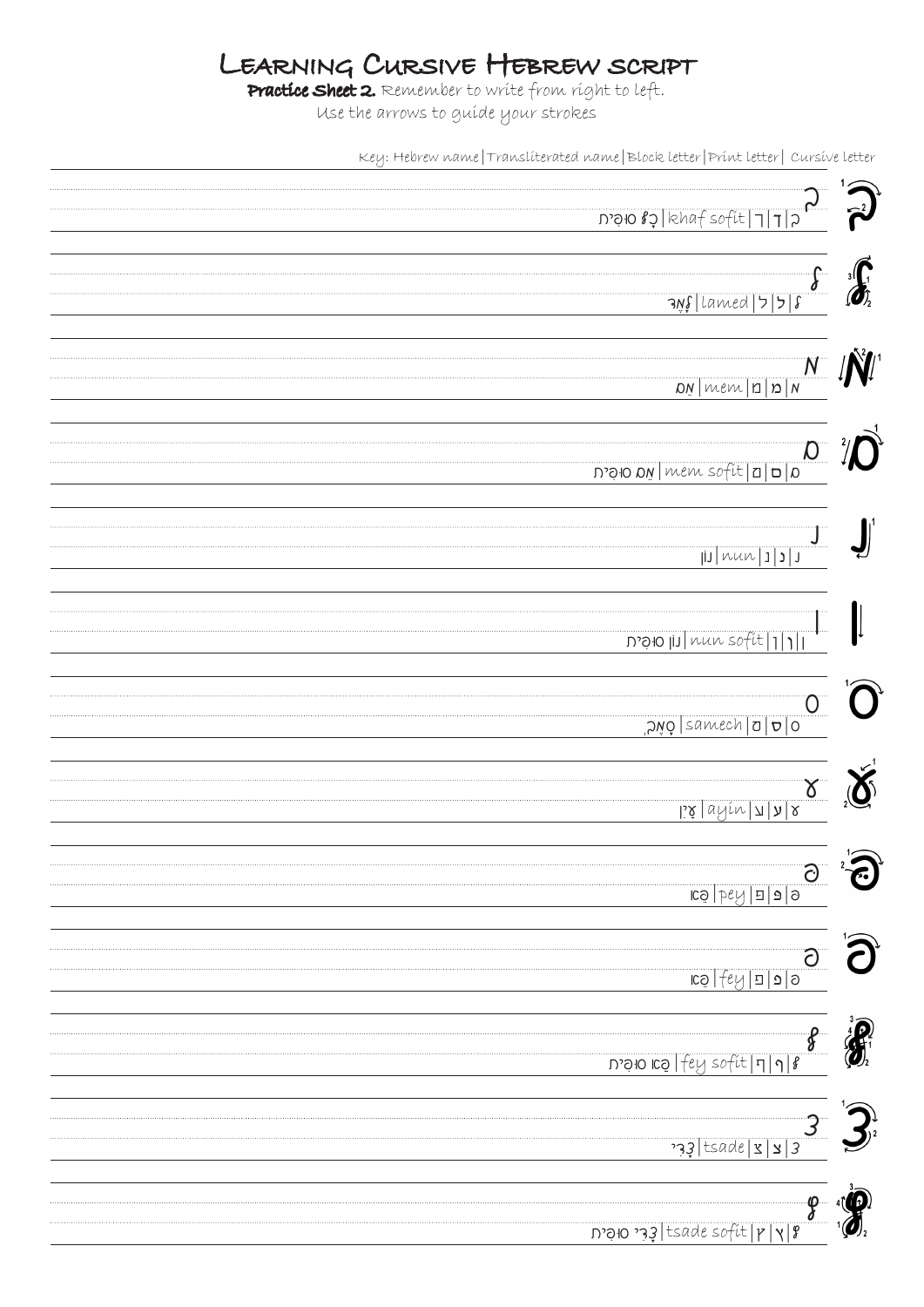# Learning Cursive Hebrew script

**Practice Sheet 2.** Remember to write from right to left.

Use the arrows to guide your strokes

Key: Hebrew name|Transliterated name|Block letter|Print letter| Cursive letter

ךְ|ך|ך|khaf sofit|כָּף סוֹפִית

ל|ל|ל|lamed|לָמֶד

מ|מ|מ|mem|מֵם

ם|ם|ם|mem sofit|מֵם סוֹפִית

נ|נ|נ|nun|נוּן

ן|ן|ן|nun sofit|נוּן סוֹפִית

ס|ס|ס|samech|סָמֶךְ

ע|ע|ע|ayin|עַיִן

פ|פ|פ|pey|פֵּא

פ|פ|פ|fey|פֵא

ף|ף|ף|fey sofit|פֵא סוֹפִית

צ|צ|צ|tsade|צָדִי

ץ|ץ|ץ|tsade sofit|צָדִי סוֹפִית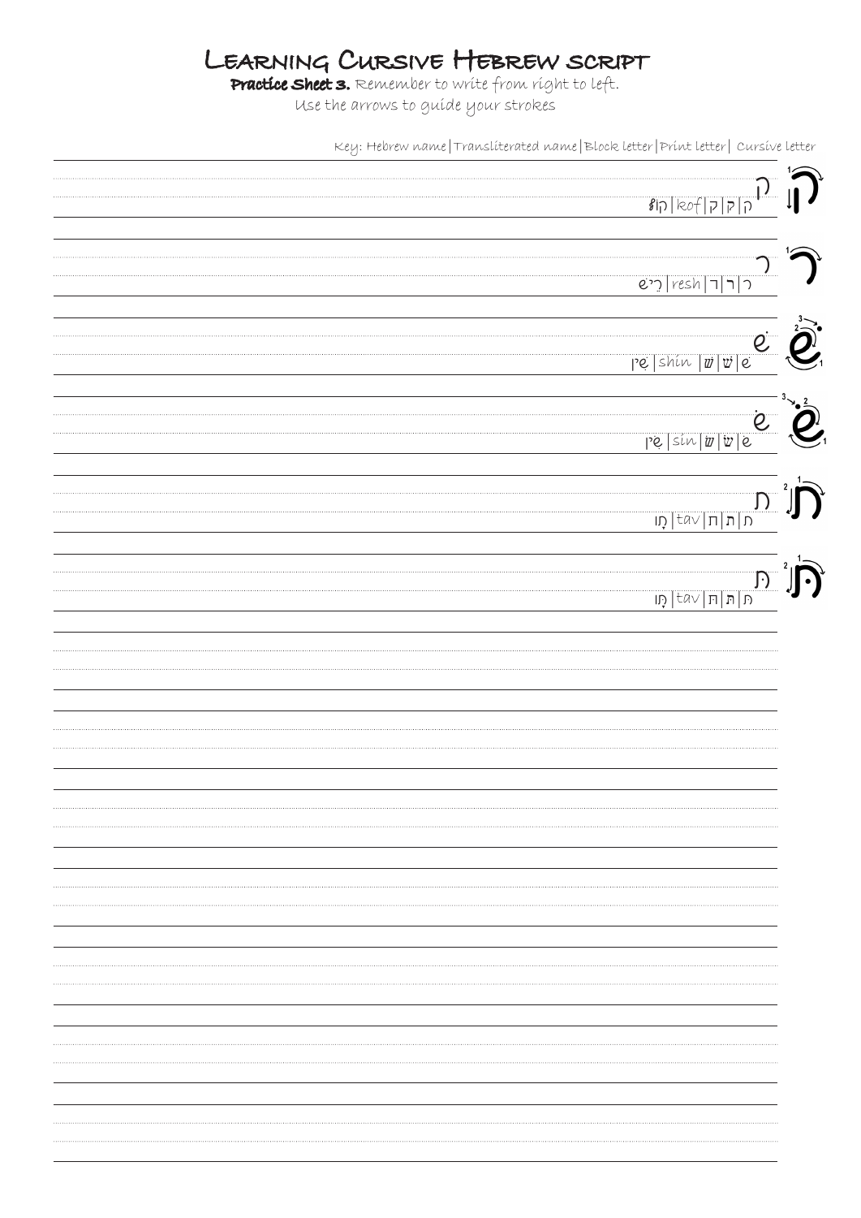# Learning Cursive Hebrew script

**Practice Sheet 3.** Remember to write from right to left.

Use the arrows to guide your strokes

Key: Hebrew name|Transliterated name|Block letter|Print letter| Cursive letter

ק

קוף|kof|ק|ק|ק

ר

ריש|resh|ר|ר|ר

שׁ

שין|shin|שׁ|שׁ|שׁ

שׂ

שין|sin|שׂ|שׂ|שׂ

ת

תו|tav|ת|ת|ת

תּ

תו|tav|תּ|תּ|תּ